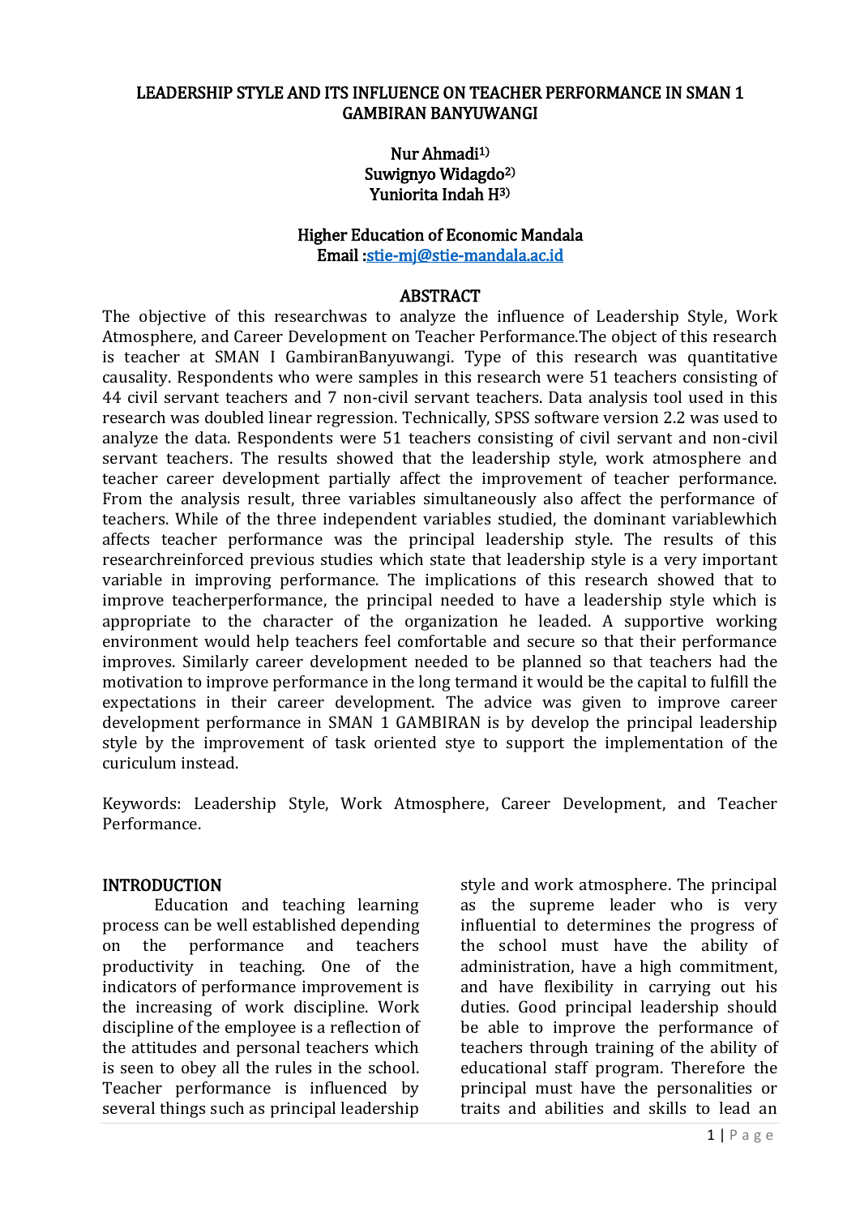# LEADERSHIP STYLE AND ITS INFLUENCE ON TEACHER PERFORMANCE IN SMAN 1 GAMBIRAN BANYUWANGI

Nur Ahmadi[1)]
Suwignyo Widagdo[2)]
Yuniorita Indah H[3)]

Higher Education of Economic Mandala
Email :stie-mj@stie-mandala.ac.id

## ABSTRACT

The objective of this researchwas to analyze the influence of Leadership Style, Work Atmosphere, and Career Development on Teacher Performance.The object of this research is teacher at SMAN I GambiranBanyuwangi. Type of this research was quantitative causality. Respondents who were samples in this research were 51 teachers consisting of 44 civil servant teachers and 7 non-civil servant teachers. Data analysis tool used in this research was doubled linear regression. Technically, SPSS software version 2.2 was used to analyze the data. Respondents were 51 teachers consisting of civil servant and non-civil servant teachers. The results showed that the leadership style, work atmosphere and teacher career development partially affect the improvement of teacher performance. From the analysis result, three variables simultaneously also affect the performance of teachers. While of the three independent variables studied, the dominant variablewhich affects teacher performance was the principal leadership style. The results of this researchreinforced previous studies which state that leadership style is a very important variable in improving performance. The implications of this research showed that to improve teacherperformance, the principal needed to have a leadership style which is appropriate to the character of the organization he leaded. A supportive working environment would help teachers feel comfortable and secure so that their performance improves. Similarly career development needed to be planned so that teachers had the motivation to improve performance in the long termand it would be the capital to fulfill the expectations in their career development. The advice was given to improve career development performance in SMAN 1 GAMBIRAN is by develop the principal leadership style by the improvement of task oriented stye to support the implementation of the curiculum instead.

Keywords: Leadership Style, Work Atmosphere, Career Development, and Teacher Performance.

## INTRODUCTION

Education and teaching learning process can be well established depending on the performance and teachers productivity in teaching. One of the indicators of performance improvement is the increasing of work discipline. Work discipline of the employee is a reflection of the attitudes and personal teachers which is seen to obey all the rules in the school. Teacher performance is influenced by several things such as principal leadership style and work atmosphere. The principal as the supreme leader who is very influential to determines the progress of the school must have the ability of administration, have a high commitment, and have flexibility in carrying out his duties. Good principal leadership should be able to improve the performance of teachers through training of the ability of educational staff program. Therefore the principal must have the personalities or traits and abilities and skills to lead an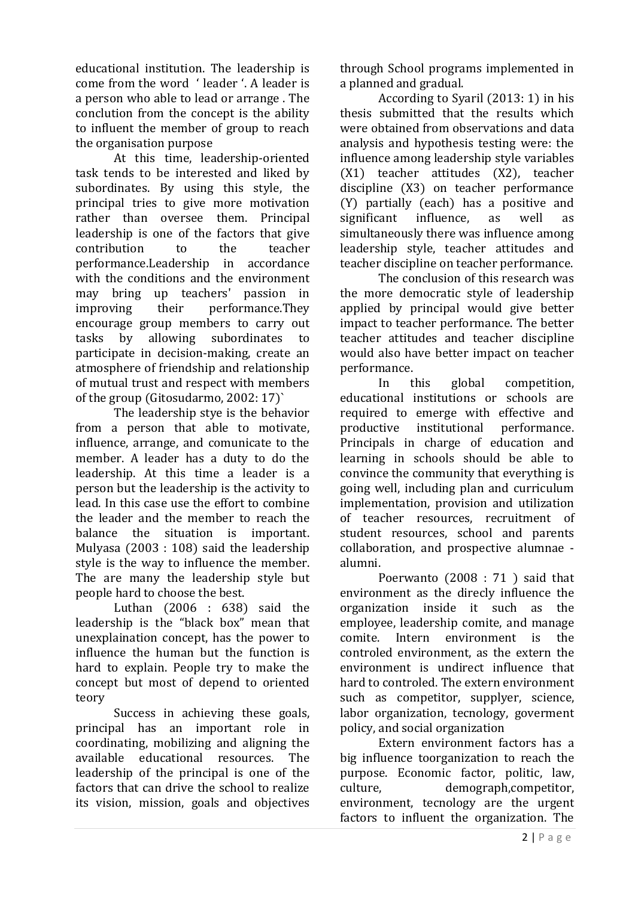educational institution. The leadership is come from the word ' leader '. A leader is a person who able to lead or arrange . The conclution from the concept is the ability to influent the member of group to reach the organisation purpose

At this time, leadership-oriented task tends to be interested and liked by subordinates. By using this style, the principal tries to give more motivation rather than oversee them. Principal leadership is one of the factors that give contribution to the teacher performance.Leadership in accordance with the conditions and the environment may bring up teachers' passion in improving their performance.They encourage group members to carry out tasks by allowing subordinates to participate in decision-making, create an atmosphere of friendship and relationship of mutual trust and respect with members of the group (Gitosudarmo, 2002: 17)`

The leadership stye is the behavior from a person that able to motivate, influence, arrange, and comunicate to the member. A leader has a duty to do the leadership. At this time a leader is a person but the leadership is the activity to lead. In this case use the effort to combine the leader and the member to reach the balance the situation is important. Mulyasa (2003 : 108) said the leadership style is the way to influence the member. The are many the leadership style but people hard to choose the best.

Luthan (2006 : 638) said the leadership is the "black box" mean that unexplaination concept, has the power to influence the human but the function is hard to explain. People try to make the concept but most of depend to oriented teory

Success in achieving these goals, principal has an important role in coordinating, mobilizing and aligning the available educational resources. The leadership of the principal is one of the factors that can drive the school to realize its vision, mission, goals and objectives through School programs implemented in a planned and gradual.

According to Syaril (2013: 1) in his thesis submitted that the results which were obtained from observations and data analysis and hypothesis testing were: the influence among leadership style variables (X1) teacher attitudes (X2), teacher discipline (X3) on teacher performance (Y) partially (each) has a positive and significant influence, as well as simultaneously there was influence among leadership style, teacher attitudes and teacher discipline on teacher performance.

The conclusion of this research was the more democratic style of leadership applied by principal would give better impact to teacher performance. The better teacher attitudes and teacher discipline would also have better impact on teacher performance.

In this global competition, educational institutions or schools are required to emerge with effective and productive institutional performance. Principals in charge of education and learning in schools should be able to convince the community that everything is going well, including plan and curriculum implementation, provision and utilization of teacher resources, recruitment of student resources, school and parents collaboration, and prospective alumnae - alumni.

Poerwanto (2008 : 71 ) said that environment as the direcly influence the organization inside it such as the employee, leadership comite, and manage comite. Intern environment is the controled environment, as the extern the environment is undirect influence that hard to controled. The extern environment such as competitor, supplyer, science, labor organization, tecnology, goverment policy, and social organization

Extern environment factors has a big influence toorganization to reach the purpose. Economic factor, politic, law, culture, demograph,competitor, environment, tecnology are the urgent factors to influent the organization. The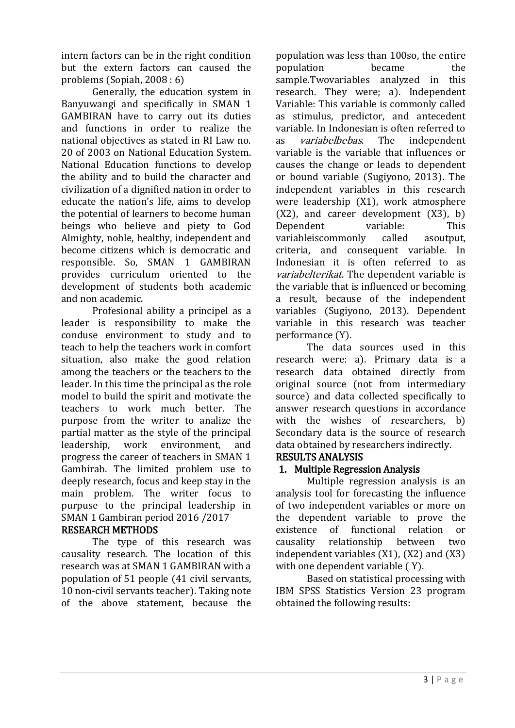intern factors can be in the right condition but the extern factors can caused the problems (Sopiah, 2008 : 6)

Generally, the education system in Banyuwangi and specifically in SMAN 1 GAMBIRAN have to carry out its duties and functions in order to realize the national objectives as stated in RI Law no. 20 of 2003 on National Education System. National Education functions to develop the ability and to build the character and civilization of a dignified nation in order to educate the nation's life, aims to develop the potential of learners to become human beings who believe and piety to God Almighty, noble, healthy, independent and become citizens which is democratic and responsible. So, SMAN 1 GAMBIRAN provides curriculum oriented to the development of students both academic and non academic.

Profesional ability a principel as a leader is responsibility to make the conduse environment to study and to teach to help the teachers work in comfort situation, also make the good relation among the teachers or the teachers to the leader. In this time the principal as the role model to build the spirit and motivate the teachers to work much better. The purpose from the writer to analize the partial matter as the style of the principal leadership, work environment, and progress the career of teachers in SMAN 1 Gambirab. The limited problem use to deeply research, focus and keep stay in the main problem. The writer focus to purpuse to the principal leadership in SMAN 1 Gambiran period 2016 /2017

## RESEARCH METHODS

The type of this research was causality research. The location of this research was at SMAN 1 GAMBIRAN with a population of 51 people (41 civil servants, 10 non-civil servants teacher). Taking note of the above statement, because the population was less than 100so, the entire population became the sample.Twovariables analyzed in this research. They were; a). Independent Variable: This variable is commonly called as stimulus, predictor, and antecedent variable. In Indonesian is often referred to as *variabelbebas*. The independent variable is the variable that influences or causes the change or leads to dependent or bound variable (Sugiyono, 2013). The independent variables in this research were leadership (X1), work atmosphere (X2), and career development (X3), b) Dependent variable: This variableiscommonly called asoutput, criteria, and consequent variable. In Indonesian it is often referred to as *variabelterikat*. The dependent variable is the variable that is influenced or becoming a result, because of the independent variables (Sugiyono, 2013). Dependent variable in this research was teacher performance (Y).

The data sources used in this research were: a). Primary data is a research data obtained directly from original source (not from intermediary source) and data collected specifically to answer research questions in accordance with the wishes of researchers, b) Secondary data is the source of research data obtained by researchers indirectly.

## RESULTS ANALYSIS

### 1. Multiple Regression Analysis

Multiple regression analysis is an analysis tool for forecasting the influence of two independent variables or more on the dependent variable to prove the existence of functional relation or causality relationship between two independent variables (X1), (X2) and (X3) with one dependent variable ( Y).

Based on statistical processing with IBM SPSS Statistics Version 23 program obtained the following results: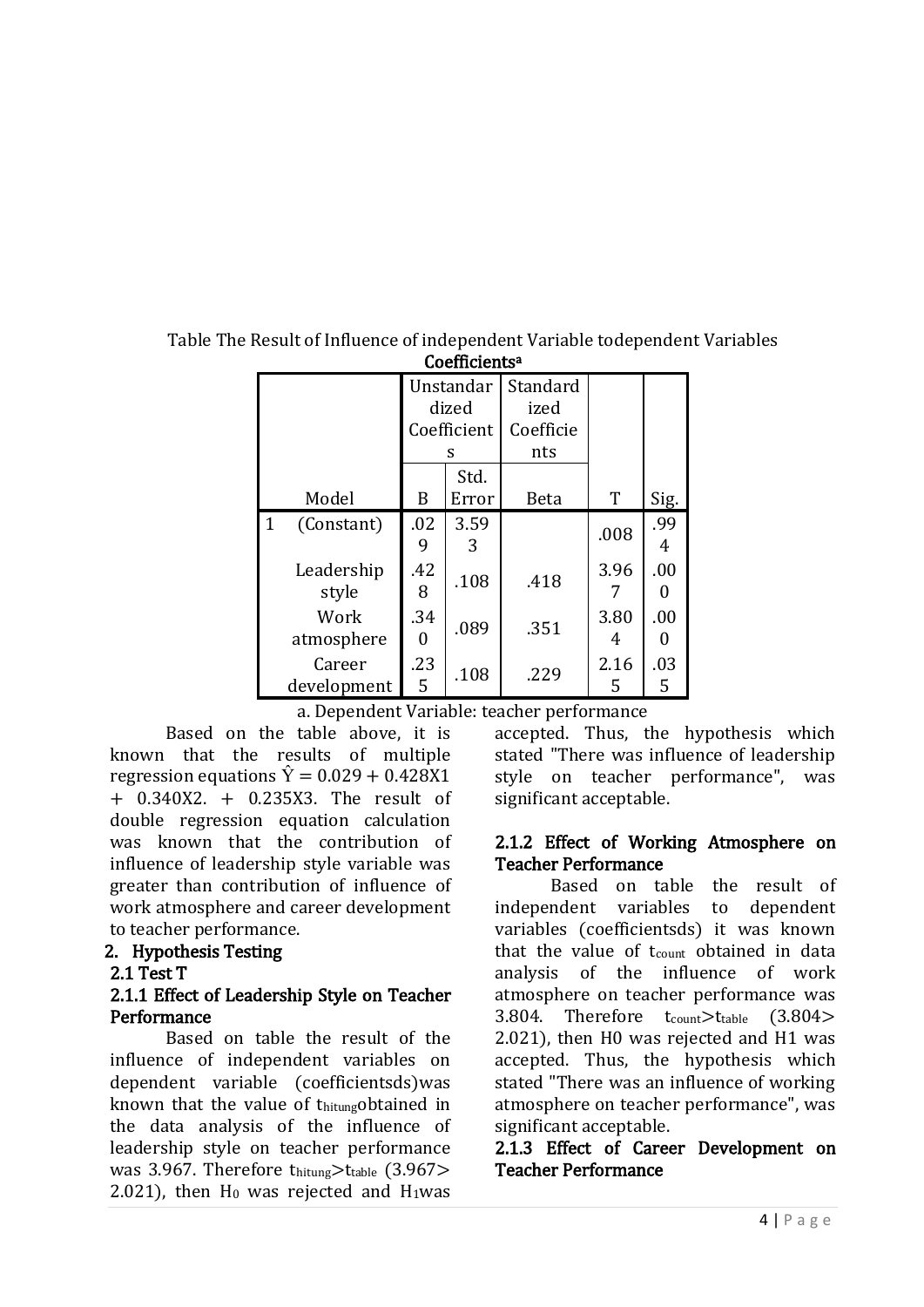Table The Result of Influence of independent Variable todependent Variables

**Coefficients**[a]

| Model | | Unstandardized Coefficients | | Standardized Coefficients | T | Sig. |
|---|---|---|---|---|---|---|
| | | B | Std. Error | Beta | | |
| 1 | (Constant) | .029 | 3.593 | | .008 | .994 |
| | Leadership style | .428 | .108 | .418 | 3.967 | .000 |
| | Work atmosphere | .340 | .089 | .351 | 3.804 | .000 |
| | Career development | .235 | .108 | .229 | 2.165 | .035 |

a. Dependent Variable: teacher performance

Based on the table above, it is known that the results of multiple regression equations $\hat{Y} = 0.029 + 0.428X1 + 0.340X2. + 0.235X3$. The result of double regression equation calculation was known that the contribution of influence of leadership style variable was greater than contribution of influence of work atmosphere and career development to teacher performance.

## 2. Hypothesis Testing

### 2.1 Test T

#### 2.1.1 Effect of Leadership Style on Teacher Performance

Based on table the result of the influence of independent variables on dependent variable (coefficientsds)was known that the value of $t_{hitung}$obtained in the data analysis of the influence of leadership style on teacher performance was 3.967. Therefore $t_{hitung} > t_{table}$ (3.967> 2.021), then $H_0$ was rejected and $H_1$was accepted. Thus, the hypothesis which stated "There was influence of leadership style on teacher performance", was significant acceptable.

#### 2.1.2 Effect of Working Atmosphere on Teacher Performance

Based on table the result of independent variables to dependent variables (coefficientsds) it was known that the value of $t_{count}$ obtained in data analysis of the influence of work atmosphere on teacher performance was 3.804. Therefore $t_{count} > t_{table}$ (3.804> 2.021), then H0 was rejected and H1 was accepted. Thus, the hypothesis which stated "There was an influence of working atmosphere on teacher performance", was significant acceptable.

#### 2.1.3 Effect of Career Development on Teacher Performance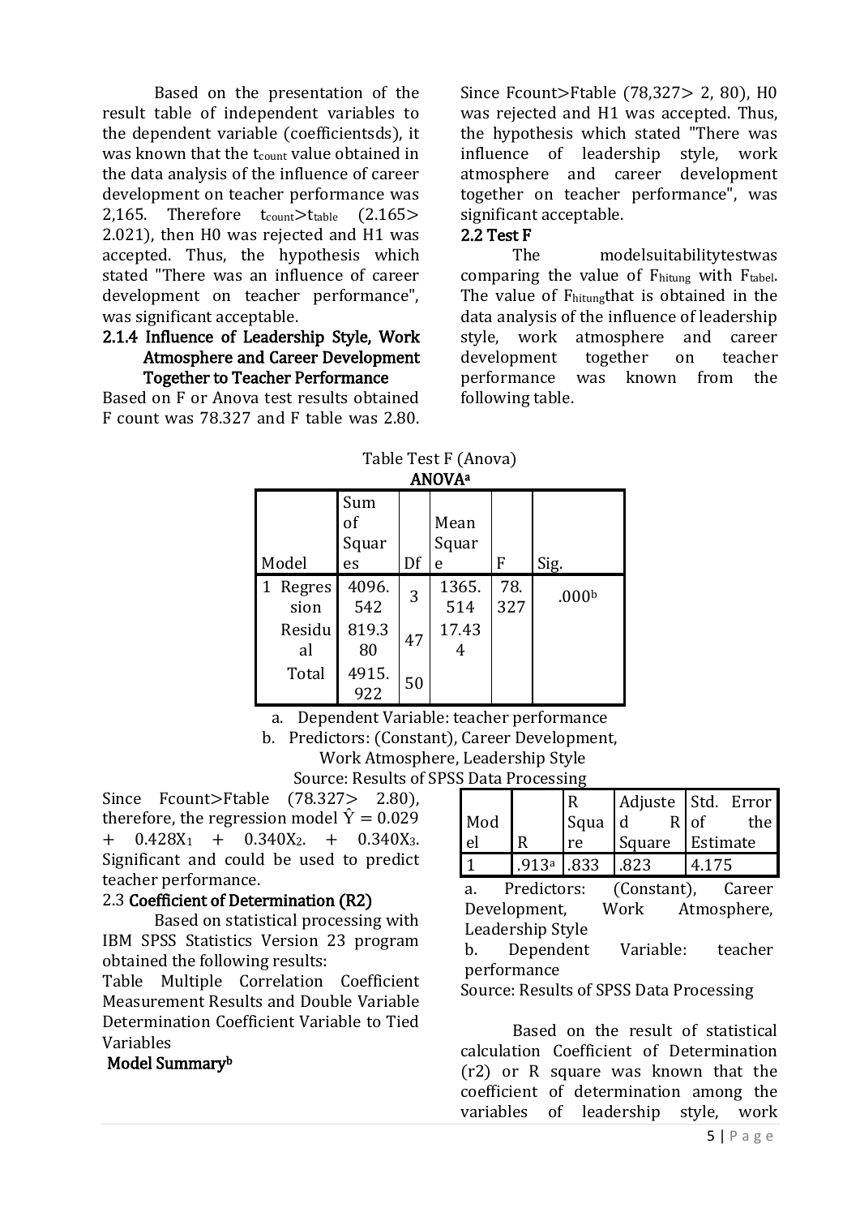Based on the presentation of the result table of independent variables to the dependent variable (coefficientsds), it was known that the $t_{count}$ value obtained in the data analysis of the influence of career development on teacher performance was 2,165. Therefore $t_{count} > t_{table}$ (2.165> 2.021), then H0 was rejected and H1 was accepted. Thus, the hypothesis which stated "There was an influence of career development on teacher performance", was significant acceptable.

#### 2.1.4 Influence of Leadership Style, Work Atmosphere and Career Development Together to Teacher Performance

Based on F or Anova test results obtained F count was 78.327 and F table was 2.80. Since Fcount>Ftable (78,327> 2, 80), H0 was rejected and H1 was accepted. Thus, the hypothesis which stated "There was influence of leadership style, work atmosphere and career development together on teacher performance", was significant acceptable.

### 2.2 Test F

The modelsuitabilitytestwas comparing the value of $F_{hitung}$ with $F_{tabel}$. The value of $F_{hitung}$ that is obtained in the data analysis of the influence of leadership style, work atmosphere and career development together on teacher performance was known from the following table.

Table Test F (Anova)

**ANOVA[a]**

| Model | Sum of Squares | Df | Mean Square | F | Sig. |
|---|---|---|---|---|---|
| 1 Regression | 4096.542 | 3 | 1365.514 | 78.327 | .000[b] |
| Residual | 819.380 | 47 | 17.434 | | |
| Total | 4915.922 | 50 | | | |

a. Dependent Variable: teacher performance

b. Predictors: (Constant), Career Development, Work Atmosphere, Leadership Style

Source: Results of SPSS Data Processing

Since Fcount>Ftable (78.327> 2.80), therefore, the regression model $\hat{Y} = 0.029 + 0.428X_1 + 0.340X_2. + 0.340X_3.$ Significant and could be used to predict teacher performance.

### 2.3 Coefficient of Determination (R2)

Based on statistical processing with IBM SPSS Statistics Version 23 program obtained the following results:

Table Multiple Correlation Coefficient Measurement Results and Double Variable Determination Coefficient Variable to Tied Variables

**Model Summary[b]**

| Model | R | R Square | Adjusted R Square | Std. Error of the Estimate |
|---|---|---|---|---|
| 1 | .913[a] | .833 | .823 | 4.175 |

a. Predictors: (Constant), Career Development, Work Atmosphere, Leadership Style

b. Dependent Variable: teacher performance

Source: Results of SPSS Data Processing

Based on the result of statistical calculation Coefficient of Determination (r2) or R square was known that the coefficient of determination among the variables of leadership style, work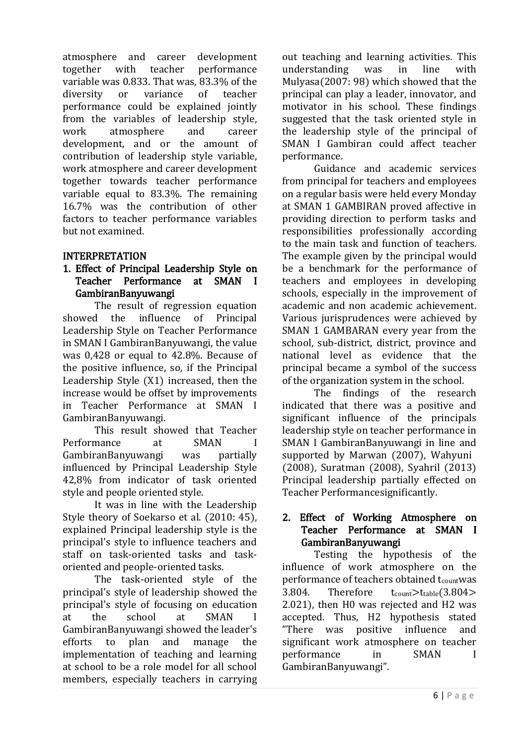atmosphere and career development together with teacher performance variable was 0.833. That was, 83.3% of the diversity or variance of teacher performance could be explained jointly from the variables of leadership style, work atmosphere and career development, and or the amount of contribution of leadership style variable, work atmosphere and career development together towards teacher performance variable equal to 83.3%. The remaining 16.7% was the contribution of other factors to teacher performance variables but not examined.

## INTERPRETATION

### 1. Effect of Principal Leadership Style on Teacher Performance at SMAN I GambiranBanyuwangi

The result of regression equation showed the influence of Principal Leadership Style on Teacher Performance in SMAN I GambiranBanyuwangi, the value was 0,428 or equal to 42.8%. Because of the positive influence, so, if the Principal Leadership Style (X1) increased, then the increase would be offset by improvements in Teacher Performance at SMAN I GambiranBanyuwangi.

This result showed that Teacher Performance at SMAN I GambiranBanyuwangi was partially influenced by Principal Leadership Style 42,8% from indicator of task oriented style and people oriented style.

It was in line with the Leadership Style theory of Soekarso et al. (2010: 45), explained Principal leadership style is the principal's style to influence teachers and staff on task-oriented tasks and task-oriented and people-oriented tasks.

The task-oriented style of the principal's style of leadership showed the principal's style of focusing on education at the school at SMAN I GambiranBanyuwangi showed the leader's efforts to plan and manage the implementation of teaching and learning at school to be a role model for all school members, especially teachers in carrying out teaching and learning activities. This understanding was in line with Mulyasa(2007: 98) which showed that the principal can play a leader, innovator, and motivator in his school. These findings suggested that the task oriented style in the leadership style of the principal of SMAN I Gambiran could affect teacher performance.

Guidance and academic services from principal for teachers and employees on a regular basis were held every Monday at SMAN 1 GAMBIRAN proved affective in providing direction to perform tasks and responsibilities professionally according to the main task and function of teachers. The example given by the principal would be a benchmark for the performance of teachers and employees in developing schools, especially in the improvement of academic and non academic achievement. Various jurisprudences were achieved by SMAN 1 GAMBARAN every year from the school, sub-district, district, province and national level as evidence that the principal became a symbol of the success of the organization system in the school.

The findings of the research indicated that there was a positive and significant influence of the principals leadership style on teacher performance in SMAN I GambiranBanyuwangi in line and supported by Marwan (2007), Wahyuni (2008), Suratman (2008), Syahril (2013) Principal leadership partially effected on Teacher Performancesignificantly.

### 2. Effect of Working Atmosphere on Teacher Performance at SMAN I GambiranBanyuwangi

Testing the hypothesis of the influence of work atmosphere on the performance of teachers obtained $t_{count}$was 3.804. Therefore $t_{count} > t_{table}$($3.804 > 2.021$), then H0 was rejected and H2 was accepted. Thus, H2 hypothesis stated "There was positive influence and significant work atmosphere on teacher performance in SMAN I GambiranBanyuwangi".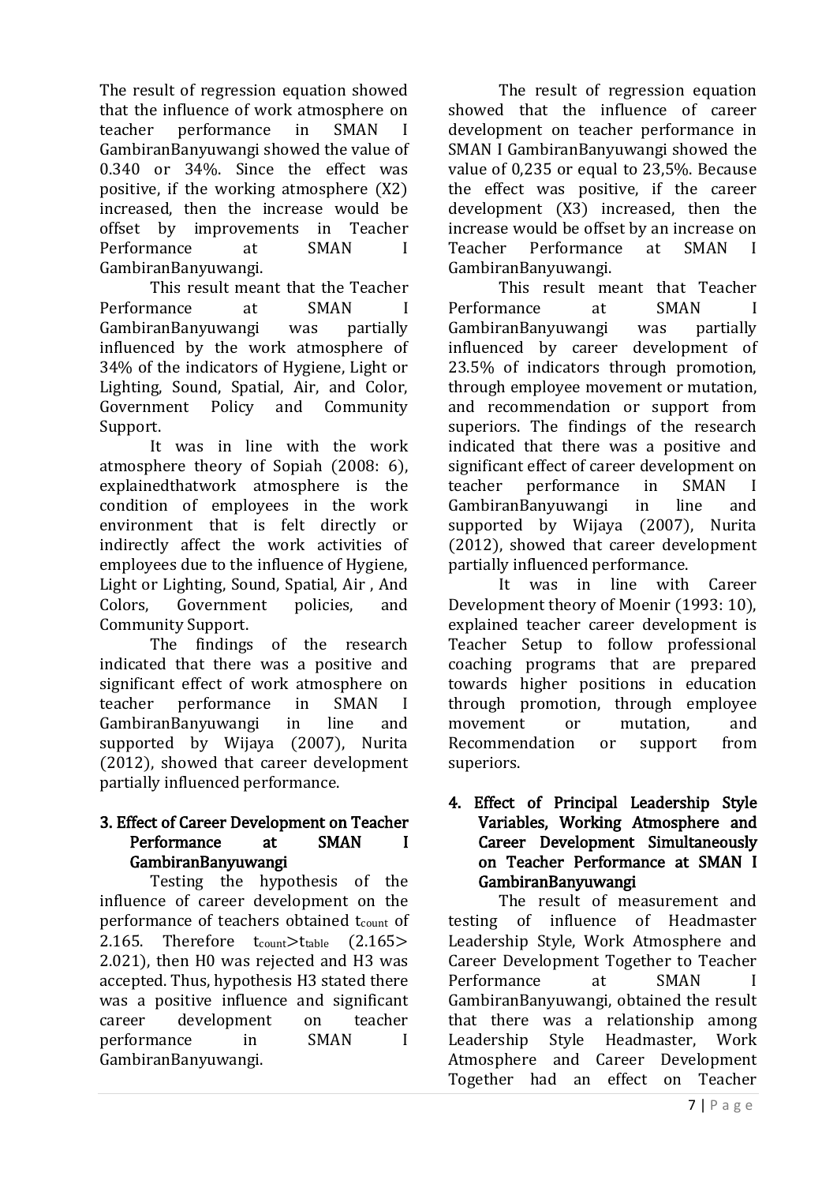The result of regression equation showed that the influence of work atmosphere on teacher performance in SMAN I GambiranBanyuwangi showed the value of 0.340 or 34%. Since the effect was positive, if the working atmosphere (X2) increased, then the increase would be offset by improvements in Teacher Performance at SMAN I GambiranBanyuwangi.

This result meant that the Teacher Performance at SMAN I GambiranBanyuwangi was partially influenced by the work atmosphere of 34% of the indicators of Hygiene, Light or Lighting, Sound, Spatial, Air, and Color, Government Policy and Community Support.

It was in line with the work atmosphere theory of Sopiah (2008: 6), explainedthatwork atmosphere is the condition of employees in the work environment that is felt directly or indirectly affect the work activities of employees due to the influence of Hygiene, Light or Lighting, Sound, Spatial, Air , And Colors, Government policies, and Community Support.

The findings of the research indicated that there was a positive and significant effect of work atmosphere on teacher performance in SMAN I GambiranBanyuwangi in line and supported by Wijaya (2007), Nurita (2012), showed that career development partially influenced performance.

### 3. Effect of Career Development on Teacher Performance at SMAN I GambiranBanyuwangi

Testing the hypothesis of the influence of career development on the performance of teachers obtained $t_{count}$ of 2.165. Therefore $t_{count} > t_{table}$ (2.165> 2.021), then H0 was rejected and H3 was accepted. Thus, hypothesis H3 stated there was a positive influence and significant career development on teacher performance in SMAN I GambiranBanyuwangi.

The result of regression equation showed that the influence of career development on teacher performance in SMAN I GambiranBanyuwangi showed the value of 0,235 or equal to 23,5%. Because the effect was positive, if the career development (X3) increased, then the increase would be offset by an increase on Teacher Performance at SMAN I GambiranBanyuwangi.

This result meant that Teacher Performance at SMAN I GambiranBanyuwangi was partially influenced by career development of 23.5% of indicators through promotion, through employee movement or mutation, and recommendation or support from superiors. The findings of the research indicated that there was a positive and significant effect of career development on teacher performance in SMAN I GambiranBanyuwangi in line and supported by Wijaya (2007), Nurita (2012), showed that career development partially influenced performance.

It was in line with Career Development theory of Moenir (1993: 10), explained teacher career development is Teacher Setup to follow professional coaching programs that are prepared towards higher positions in education through promotion, through employee movement or mutation, and Recommendation or support from superiors.

### 4. Effect of Principal Leadership Style Variables, Working Atmosphere and Career Development Simultaneously on Teacher Performance at SMAN I GambiranBanyuwangi

The result of measurement and testing of influence of Headmaster Leadership Style, Work Atmosphere and Career Development Together to Teacher Performance at SMAN I GambiranBanyuwangi, obtained the result that there was a relationship among Leadership Style Headmaster, Work Atmosphere and Career Development Together had an effect on Teacher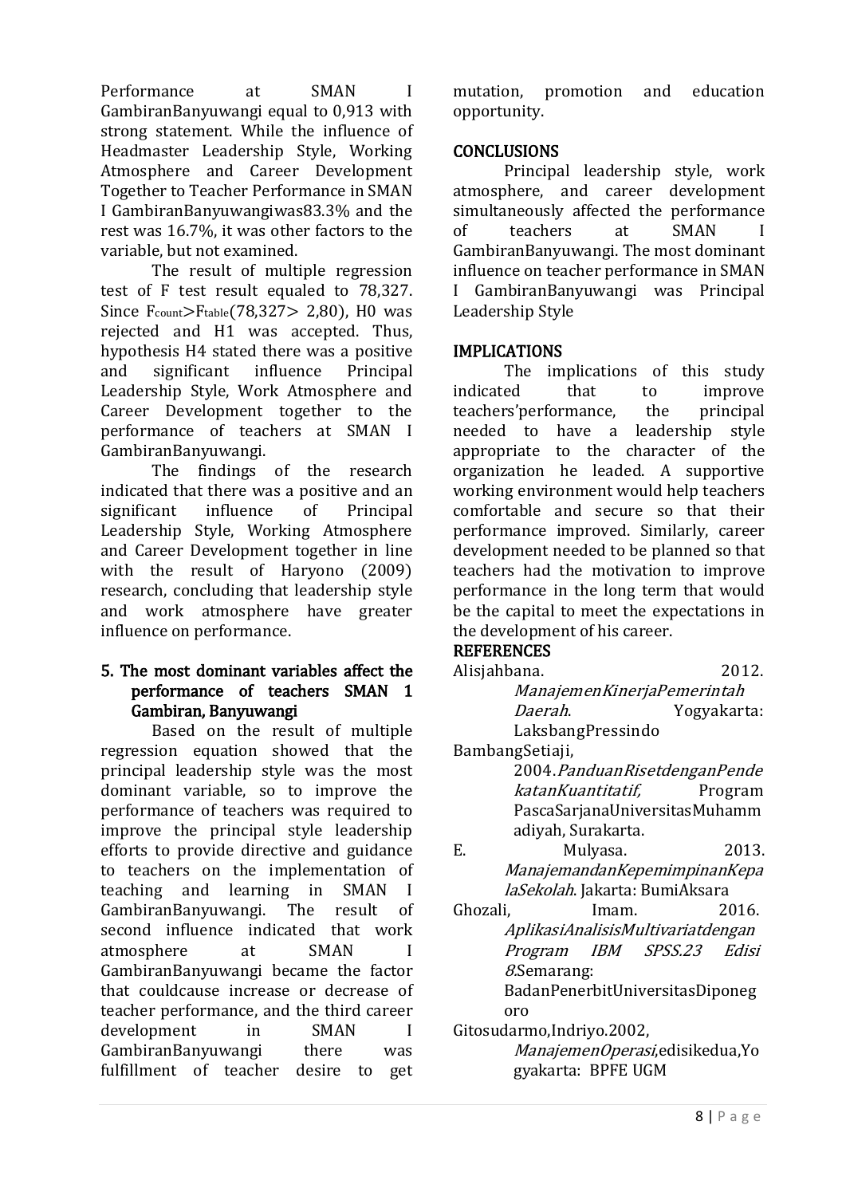Performance at SMAN I GambiranBanyuwangi equal to 0,913 with strong statement. While the influence of Headmaster Leadership Style, Working Atmosphere and Career Development Together to Teacher Performance in SMAN I GambiranBanyuwangiwas83.3% and the rest was 16.7%, it was other factors to the variable, but not examined.

The result of multiple regression test of F test result equaled to 78,327. Since $F_{count} > F_{table}$(78,327> 2,80), H0 was rejected and H1 was accepted. Thus, hypothesis H4 stated there was a positive and significant influence Principal Leadership Style, Work Atmosphere and Career Development together to the performance of teachers at SMAN I GambiranBanyuwangi.

The findings of the research indicated that there was a positive and an significant influence of Principal Leadership Style, Working Atmosphere and Career Development together in line with the result of Haryono (2009) research, concluding that leadership style and work atmosphere have greater influence on performance.

### 5. The most dominant variables affect the performance of teachers SMAN 1 Gambiran, Banyuwangi

Based on the result of multiple regression equation showed that the principal leadership style was the most dominant variable, so to improve the performance of teachers was required to improve the principal style leadership efforts to provide directive and guidance to teachers on the implementation of teaching and learning in SMAN I GambiranBanyuwangi. The result of second influence indicated that work atmosphere at SMAN I GambiranBanyuwangi became the factor that couldcause increase or decrease of teacher performance, and the third career development in SMAN I GambiranBanyuwangi there was fulfillment of teacher desire to get mutation, promotion and education opportunity.

## CONCLUSIONS

Principal leadership style, work atmosphere, and career development simultaneously affected the performance of teachers at SMAN I GambiranBanyuwangi. The most dominant influence on teacher performance in SMAN I GambiranBanyuwangi was Principal Leadership Style

## IMPLICATIONS

The implications of this study indicated that to improve teachers'performance, the principal needed to have a leadership style appropriate to the character of the organization he leaded. A supportive working environment would help teachers comfortable and secure so that their performance improved. Similarly, career development needed to be planned so that teachers had the motivation to improve performance in the long term that would be the capital to meet the expectations in the development of his career.

## REFERENCES

Alisjahbana. 2012. *ManajemenKinerjaPemerintah Daerah*. Yogyakarta: LaksbangPressindo

BambangSetiaji, 2004.*PanduanRisetdenganPendekatanKuantitatif,* Program PascaSarjanaUniversitasMuhammadiyah, Surakarta.

E. Mulyasa. 2013. *ManajemandanKepemimpinanKepalaSekolah*. Jakarta: BumiAksara

Ghozali, Imam. 2016. *AplikasiAnalisisMultivariatdengan Program IBM SPSS.23 Edisi 8*.Semarang: BadanPenerbitUniversitasDiponegoro

Gitosudarmo,Indriyo.2002, *ManajemenOperasi*,edisikedua,Yogyakarta: BPFE UGM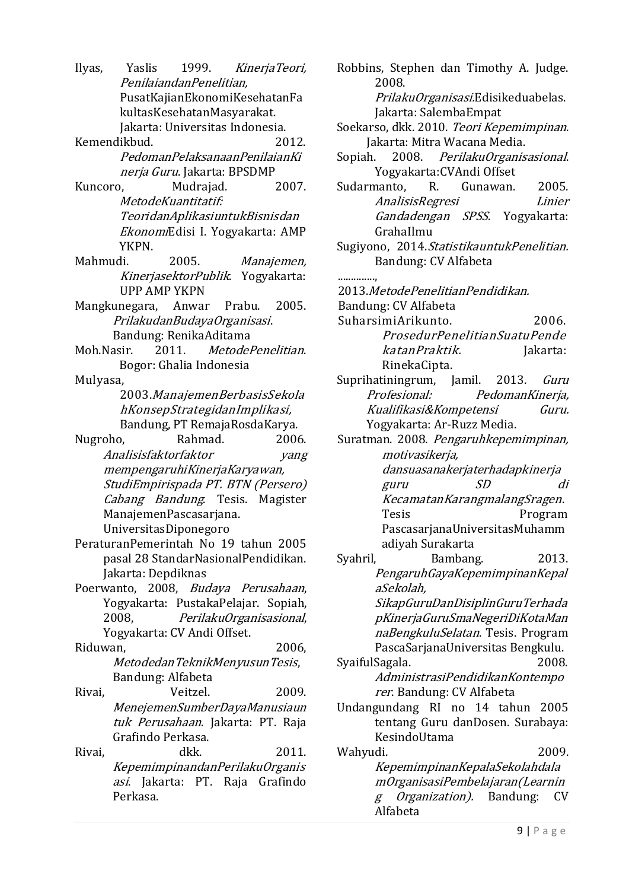Ilyas, Yaslis 1999. *KinerjaTeori, PenilaiandanPenelitian,* PusatKajianEkonomiKesehatanFakultasKesehatanMasyarakat. Jakarta: Universitas Indonesia.

Kemendikbud. 2012. *PedomanPelaksanaanPenilaianKinerja Guru*. Jakarta: BPSDMP

Kuncoro, Mudrajad. 2007. *MetodeKuantitatif: TeoridanAplikasiuntukBisnisdan Ekonomi*Edisi I. Yogyakarta: AMP YKPN.

Mahmudi. 2005. *Manajemen, KinerjasektorPublik*. Yogyakarta: UPP AMP YKPN

Mangkunegara, Anwar Prabu. 2005. *PrilakudanBudayaOrganisasi*. Bandung: RenikaAditama

Moh.Nasir. 2011. *MetodePenelitian*. Bogor: Ghalia Indonesia

Mulyasa, 2003.*ManajemenBerbasisSekolahKonsepStrategidanImplikasi,* Bandung, PT RemajaRosdaKarya.

Nugroho, Rahmad. 2006. *Analisisfaktorfaktor yang mempengaruhiKinerjaKaryawan, StudiEmpirispada PT. BTN (Persero) Cabang Bandung*. Tesis. Magister ManajemenPascasarjana. UniversitasDiponegoro

PeraturanPemerintah No 19 tahun 2005 pasal 28 StandarNasionalPendidikan. Jakarta: Depdiknas

Poerwanto, 2008, *Budaya Perusahaan*, Yogyakarta: PustakaPelajar. Sopiah, 2008, *PerilakuOrganisasional*, Yogyakarta: CV Andi Offset.

Riduwan, 2006, *MetodedanTeknikMenyusunTesis*, Bandung: Alfabeta

Rivai, Veitzel. 2009. *MenejemenSumberDayaManusiauntuk Perusahaan*. Jakarta: PT. Raja Grafindo Perkasa.

Rivai, dkk. 2011. *KepemimpinandanPerilakuOrganisasi*. Jakarta: PT. Raja Grafindo Perkasa.

Robbins, Stephen dan Timothy A. Judge. 2008. *PrilakuOrganisasi*.Edisikeduabelas. Jakarta: SalembaEmpat

Soekarso, dkk. 2010. *Teori Kepemimpinan*. Jakarta: Mitra Wacana Media.

Sopiah. 2008. *PerilakuOrganisasional*. Yogyakarta:CVAndi Offset

Sudarmanto, R. Gunawan. 2005. *AnalisisRegresi Linier Gandadengan SPSS*. Yogyakarta: GrahaIlmu

Sugiyono, 2014.*StatistikauntukPenelitian.* Bandung: CV Alfabeta

............., 2013.*MetodePenelitianPendidikan.* Bandung: CV Alfabeta

SuharsimiArikunto. 2006. *ProsedurPenelitianSuatuPendekatanPraktik.* Jakarta: RinekaCipta.

Suprihatiningrum, Jamil. 2013. *Guru Profesional: PedomanKinerja, Kualifikasi&Kompetensi Guru.* Yogyakarta: Ar-Ruzz Media.

Suratman. 2008. *Pengaruhkepemimpinan, motivasikerja, dansuasanakerjaterhadapkinerja guru SD di KecamatanKarangmalangSragen*. Tesis Program PascasarjanaUniversitasMuhammadiyah Surakarta

Syahril, Bambang. 2013. *PengaruhGayaKepemimpinanKepalaSekolah, SikapGuruDanDisiplinGuruTerhadapKinerjaGuruSmaNegeriDiKotaMannaBengkuluSelatan*. Tesis. Program PascaSarjanaUniversitas Bengkulu.

SyaifulSagala. 2008. *AdministrasiPendidikanKontemporer*. Bandung: CV Alfabeta

Undangundang RI no 14 tahun 2005 tentang Guru danDosen. Surabaya: KesindoUtama

Wahyudi. 2009. *KepemimpinanKepalaSekolahdalamOrganisasiPembelajaran(Learning Organization).* Bandung: CV Alfabeta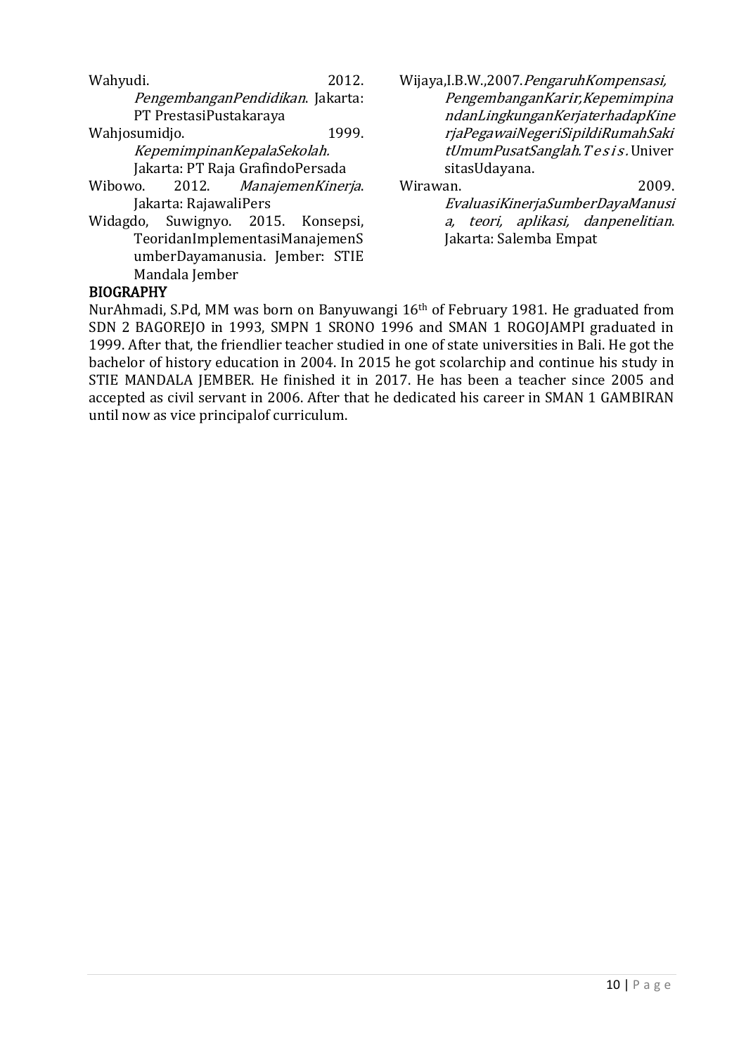Wahyudi. 2012. *PengembanganPendidikan*. Jakarta: PT PrestasiPustakaraya

Wahjosumidjo. 1999. *KepemimpinanKepalaSekolah.* Jakarta: PT Raja GrafindoPersada

Wibowo. 2012. *ManajemenKinerja*. Jakarta: RajawaliPers

Widagdo, Suwignyo. 2015. Konsepsi, TeoridanImplementasiManajemenSumberDayamanusia. Jember: STIE Mandala Jember

Wijaya,I.B.W.,2007.*PengaruhKompensasi, PengembanganKarir,KepemimpinandanLingkunganKerjaterhadapKinerjaPegawaiNegeriSipildiRumahSakitUmumPusatSanglah.Tesis.* UniversitasUdayana.

Wirawan. 2009. *EvaluasiKinerjaSumberDayaManusia, teori, aplikasi, danpenelitian*. Jakarta: Salemba Empat

## BIOGRAPHY

NurAhmadi, S.Pd, MM was born on Banyuwangi 16th of February 1981. He graduated from SDN 2 BAGOREJO in 1993, SMPN 1 SRONO 1996 and SMAN 1 ROGOJAMPI graduated in 1999. After that, the friendlier teacher studied in one of state universities in Bali. He got the bachelor of history education in 2004. In 2015 he got scolarchip and continue his study in STIE MANDALA JEMBER. He finished it in 2017. He has been a teacher since 2005 and accepted as civil servant in 2006. After that he dedicated his career in SMAN 1 GAMBIRAN until now as vice principalof curriculum.